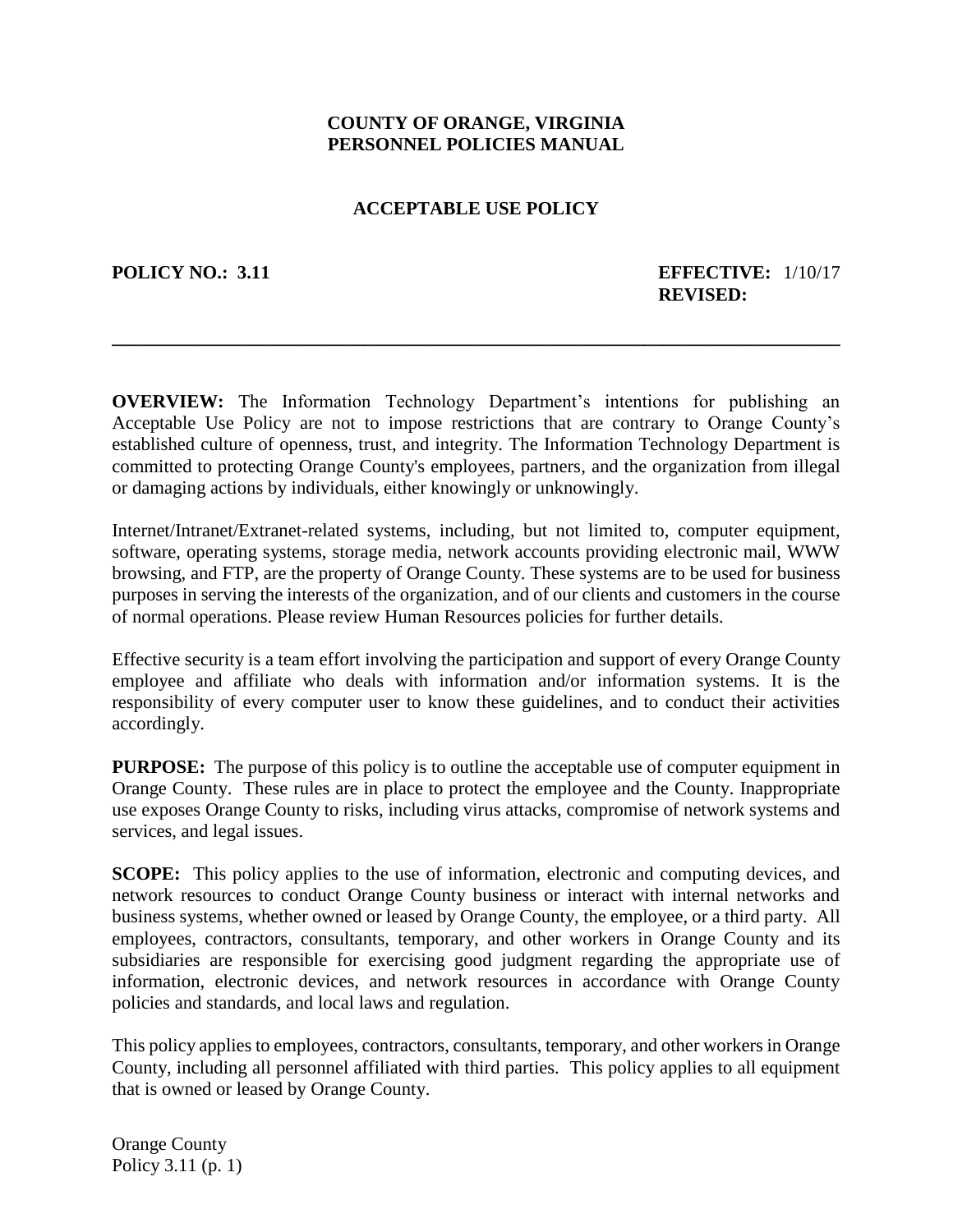**COUNTY OF ORANGE, VIRGINIA**
**PERSONNEL POLICIES MANUAL**

# ACCEPTABLE USE POLICY

**POLICY NO.: 3.11** **EFFECTIVE:** 1/10/17
**REVISED:**

---

**OVERVIEW:** The Information Technology Department's intentions for publishing an Acceptable Use Policy are not to impose restrictions that are contrary to Orange County's established culture of openness, trust, and integrity. The Information Technology Department is committed to protecting Orange County's employees, partners, and the organization from illegal or damaging actions by individuals, either knowingly or unknowingly.

Internet/Intranet/Extranet-related systems, including, but not limited to, computer equipment, software, operating systems, storage media, network accounts providing electronic mail, WWW browsing, and FTP, are the property of Orange County. These systems are to be used for business purposes in serving the interests of the organization, and of our clients and customers in the course of normal operations. Please review Human Resources policies for further details.

Effective security is a team effort involving the participation and support of every Orange County employee and affiliate who deals with information and/or information systems. It is the responsibility of every computer user to know these guidelines, and to conduct their activities accordingly.

**PURPOSE:** The purpose of this policy is to outline the acceptable use of computer equipment in Orange County. These rules are in place to protect the employee and the County. Inappropriate use exposes Orange County to risks, including virus attacks, compromise of network systems and services, and legal issues.

**SCOPE:** This policy applies to the use of information, electronic and computing devices, and network resources to conduct Orange County business or interact with internal networks and business systems, whether owned or leased by Orange County, the employee, or a third party. All employees, contractors, consultants, temporary, and other workers in Orange County and its subsidiaries are responsible for exercising good judgment regarding the appropriate use of information, electronic devices, and network resources in accordance with Orange County policies and standards, and local laws and regulation.

This policy applies to employees, contractors, consultants, temporary, and other workers in Orange County, including all personnel affiliated with third parties. This policy applies to all equipment that is owned or leased by Orange County.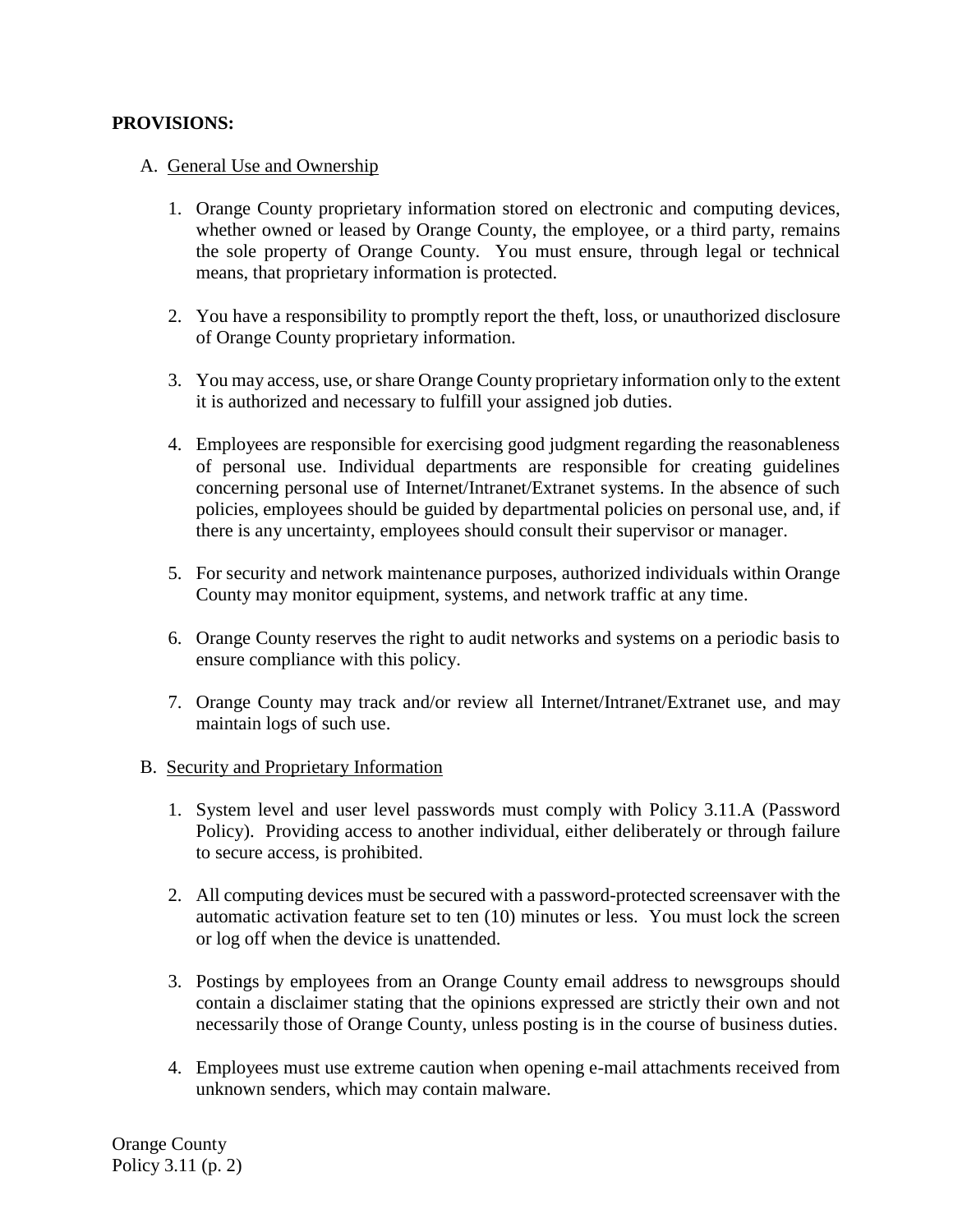**PROVISIONS:**

A. General Use and Ownership

1. Orange County proprietary information stored on electronic and computing devices, whether owned or leased by Orange County, the employee, or a third party, remains the sole property of Orange County. You must ensure, through legal or technical means, that proprietary information is protected.

2. You have a responsibility to promptly report the theft, loss, or unauthorized disclosure of Orange County proprietary information.

3. You may access, use, or share Orange County proprietary information only to the extent it is authorized and necessary to fulfill your assigned job duties.

4. Employees are responsible for exercising good judgment regarding the reasonableness of personal use. Individual departments are responsible for creating guidelines concerning personal use of Internet/Intranet/Extranet systems. In the absence of such policies, employees should be guided by departmental policies on personal use, and, if there is any uncertainty, employees should consult their supervisor or manager.

5. For security and network maintenance purposes, authorized individuals within Orange County may monitor equipment, systems, and network traffic at any time.

6. Orange County reserves the right to audit networks and systems on a periodic basis to ensure compliance with this policy.

7. Orange County may track and/or review all Internet/Intranet/Extranet use, and may maintain logs of such use.

B. Security and Proprietary Information

1. System level and user level passwords must comply with Policy 3.11.A (Password Policy). Providing access to another individual, either deliberately or through failure to secure access, is prohibited.

2. All computing devices must be secured with a password-protected screensaver with the automatic activation feature set to ten (10) minutes or less. You must lock the screen or log off when the device is unattended.

3. Postings by employees from an Orange County email address to newsgroups should contain a disclaimer stating that the opinions expressed are strictly their own and not necessarily those of Orange County, unless posting is in the course of business duties.

4. Employees must use extreme caution when opening e-mail attachments received from unknown senders, which may contain malware.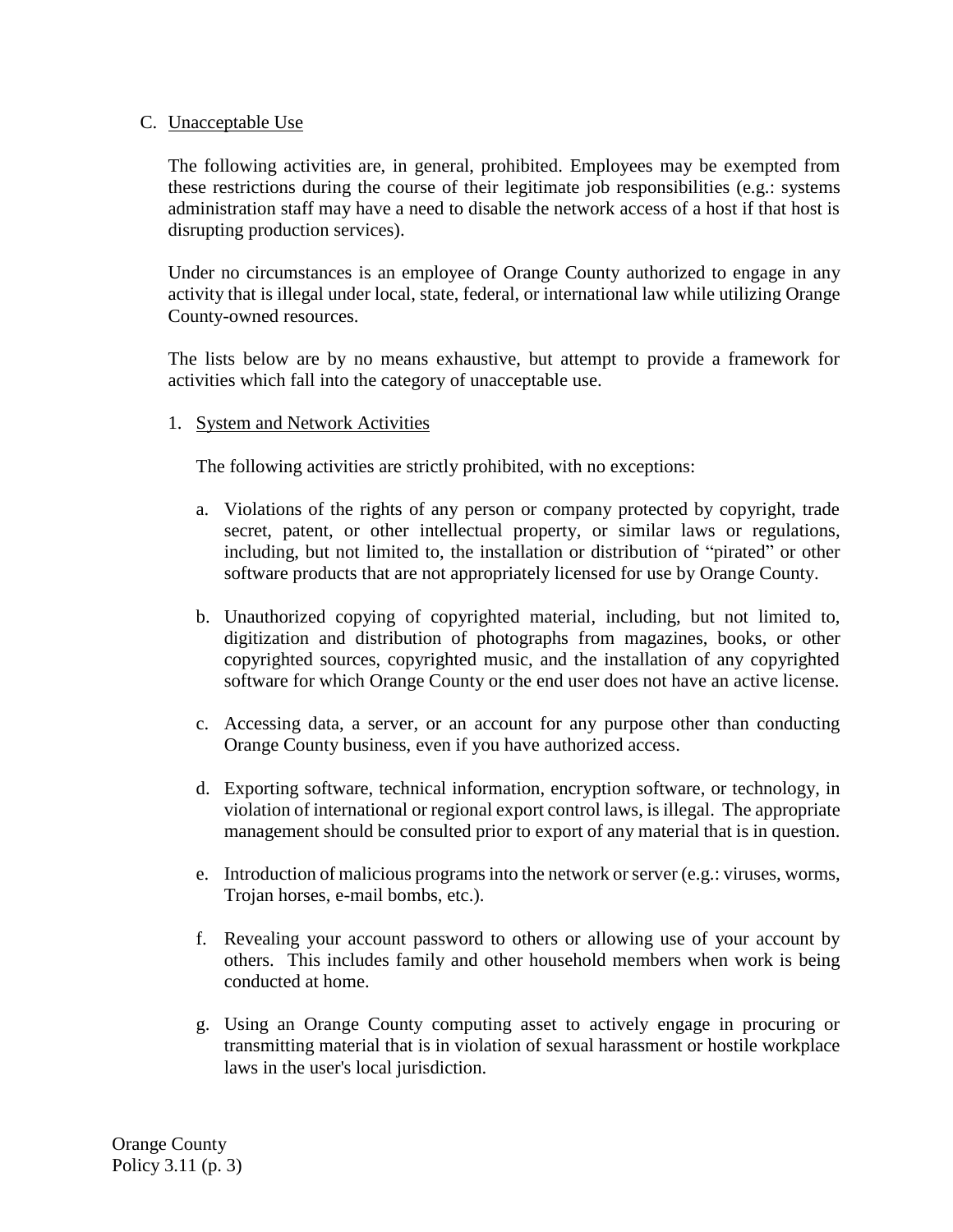C. Unacceptable Use

The following activities are, in general, prohibited. Employees may be exempted from these restrictions during the course of their legitimate job responsibilities (e.g.: systems administration staff may have a need to disable the network access of a host if that host is disrupting production services).

Under no circumstances is an employee of Orange County authorized to engage in any activity that is illegal under local, state, federal, or international law while utilizing Orange County-owned resources.

The lists below are by no means exhaustive, but attempt to provide a framework for activities which fall into the category of unacceptable use.

1. System and Network Activities

   The following activities are strictly prohibited, with no exceptions:

   a. Violations of the rights of any person or company protected by copyright, trade secret, patent, or other intellectual property, or similar laws or regulations, including, but not limited to, the installation or distribution of "pirated" or other software products that are not appropriately licensed for use by Orange County.

   b. Unauthorized copying of copyrighted material, including, but not limited to, digitization and distribution of photographs from magazines, books, or other copyrighted sources, copyrighted music, and the installation of any copyrighted software for which Orange County or the end user does not have an active license.

   c. Accessing data, a server, or an account for any purpose other than conducting Orange County business, even if you have authorized access.

   d. Exporting software, technical information, encryption software, or technology, in violation of international or regional export control laws, is illegal. The appropriate management should be consulted prior to export of any material that is in question.

   e. Introduction of malicious programs into the network or server (e.g.: viruses, worms, Trojan horses, e-mail bombs, etc.).

   f. Revealing your account password to others or allowing use of your account by others. This includes family and other household members when work is being conducted at home.

   g. Using an Orange County computing asset to actively engage in procuring or transmitting material that is in violation of sexual harassment or hostile workplace laws in the user's local jurisdiction.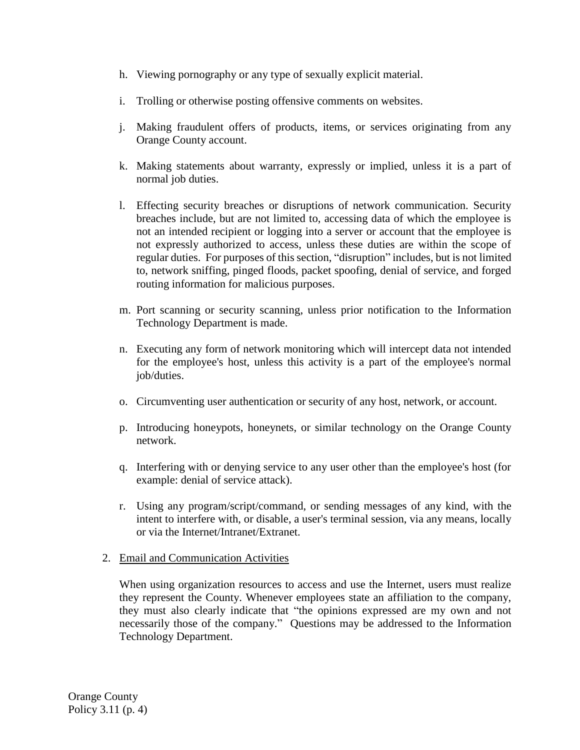h. Viewing pornography or any type of sexually explicit material.

i. Trolling or otherwise posting offensive comments on websites.

j. Making fraudulent offers of products, items, or services originating from any Orange County account.

k. Making statements about warranty, expressly or implied, unless it is a part of normal job duties.

l. Effecting security breaches or disruptions of network communication. Security breaches include, but are not limited to, accessing data of which the employee is not an intended recipient or logging into a server or account that the employee is not expressly authorized to access, unless these duties are within the scope of regular duties. For purposes of this section, "disruption" includes, but is not limited to, network sniffing, pinged floods, packet spoofing, denial of service, and forged routing information for malicious purposes.

m. Port scanning or security scanning, unless prior notification to the Information Technology Department is made.

n. Executing any form of network monitoring which will intercept data not intended for the employee's host, unless this activity is a part of the employee's normal job/duties.

o. Circumventing user authentication or security of any host, network, or account.

p. Introducing honeypots, honeynets, or similar technology on the Orange County network.

q. Interfering with or denying service to any user other than the employee's host (for example: denial of service attack).

r. Using any program/script/command, or sending messages of any kind, with the intent to interfere with, or disable, a user's terminal session, via any means, locally or via the Internet/Intranet/Extranet.

2. <u>Email and Communication Activities</u>

When using organization resources to access and use the Internet, users must realize they represent the County. Whenever employees state an affiliation to the company, they must also clearly indicate that "the opinions expressed are my own and not necessarily those of the company." Questions may be addressed to the Information Technology Department.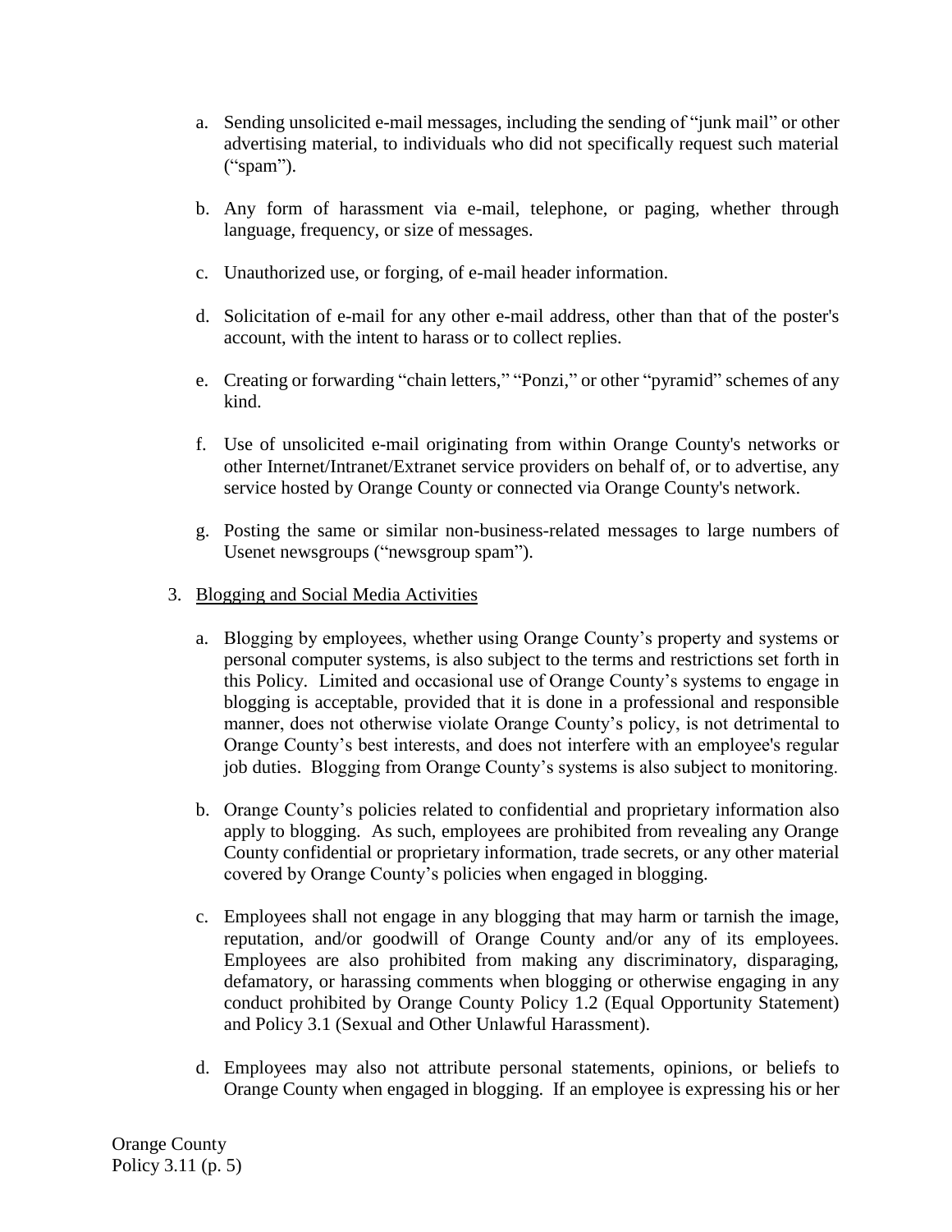a. Sending unsolicited e-mail messages, including the sending of "junk mail" or other advertising material, to individuals who did not specifically request such material ("spam").

b. Any form of harassment via e-mail, telephone, or paging, whether through language, frequency, or size of messages.

c. Unauthorized use, or forging, of e-mail header information.

d. Solicitation of e-mail for any other e-mail address, other than that of the poster's account, with the intent to harass or to collect replies.

e. Creating or forwarding "chain letters," "Ponzi," or other "pyramid" schemes of any kind.

f. Use of unsolicited e-mail originating from within Orange County's networks or other Internet/Intranet/Extranet service providers on behalf of, or to advertise, any service hosted by Orange County or connected via Orange County's network.

g. Posting the same or similar non-business-related messages to large numbers of Usenet newsgroups ("newsgroup spam").

3. <u>Blogging and Social Media Activities</u>

   a. Blogging by employees, whether using Orange County's property and systems or personal computer systems, is also subject to the terms and restrictions set forth in this Policy. Limited and occasional use of Orange County's systems to engage in blogging is acceptable, provided that it is done in a professional and responsible manner, does not otherwise violate Orange County's policy, is not detrimental to Orange County's best interests, and does not interfere with an employee's regular job duties. Blogging from Orange County's systems is also subject to monitoring.

   b. Orange County's policies related to confidential and proprietary information also apply to blogging. As such, employees are prohibited from revealing any Orange County confidential or proprietary information, trade secrets, or any other material covered by Orange County's policies when engaged in blogging.

   c. Employees shall not engage in any blogging that may harm or tarnish the image, reputation, and/or goodwill of Orange County and/or any of its employees. Employees are also prohibited from making any discriminatory, disparaging, defamatory, or harassing comments when blogging or otherwise engaging in any conduct prohibited by Orange County Policy 1.2 (Equal Opportunity Statement) and Policy 3.1 (Sexual and Other Unlawful Harassment).

   d. Employees may also not attribute personal statements, opinions, or beliefs to Orange County when engaged in blogging. If an employee is expressing his or her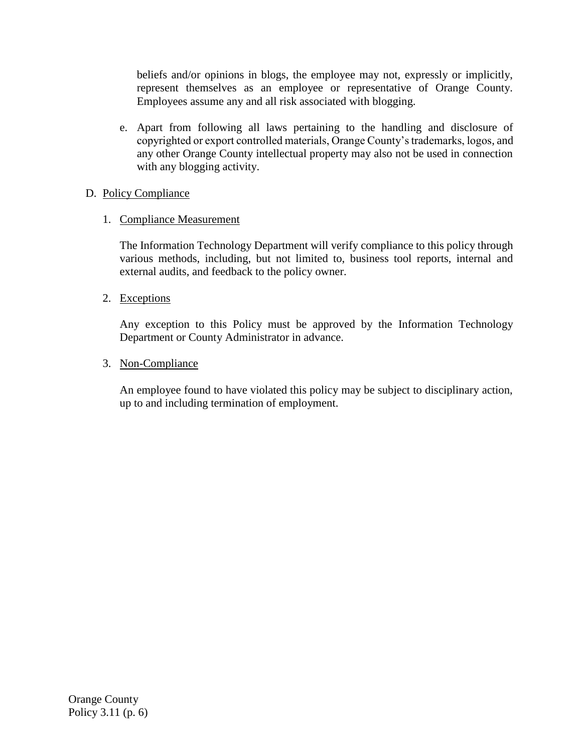beliefs and/or opinions in blogs, the employee may not, expressly or implicitly, represent themselves as an employee or representative of Orange County. Employees assume any and all risk associated with blogging.

e. Apart from following all laws pertaining to the handling and disclosure of copyrighted or export controlled materials, Orange County's trademarks, logos, and any other Orange County intellectual property may also not be used in connection with any blogging activity.

D. Policy Compliance

1. Compliance Measurement

The Information Technology Department will verify compliance to this policy through various methods, including, but not limited to, business tool reports, internal and external audits, and feedback to the policy owner.

2. Exceptions

Any exception to this Policy must be approved by the Information Technology Department or County Administrator in advance.

3. Non-Compliance

An employee found to have violated this policy may be subject to disciplinary action, up to and including termination of employment.